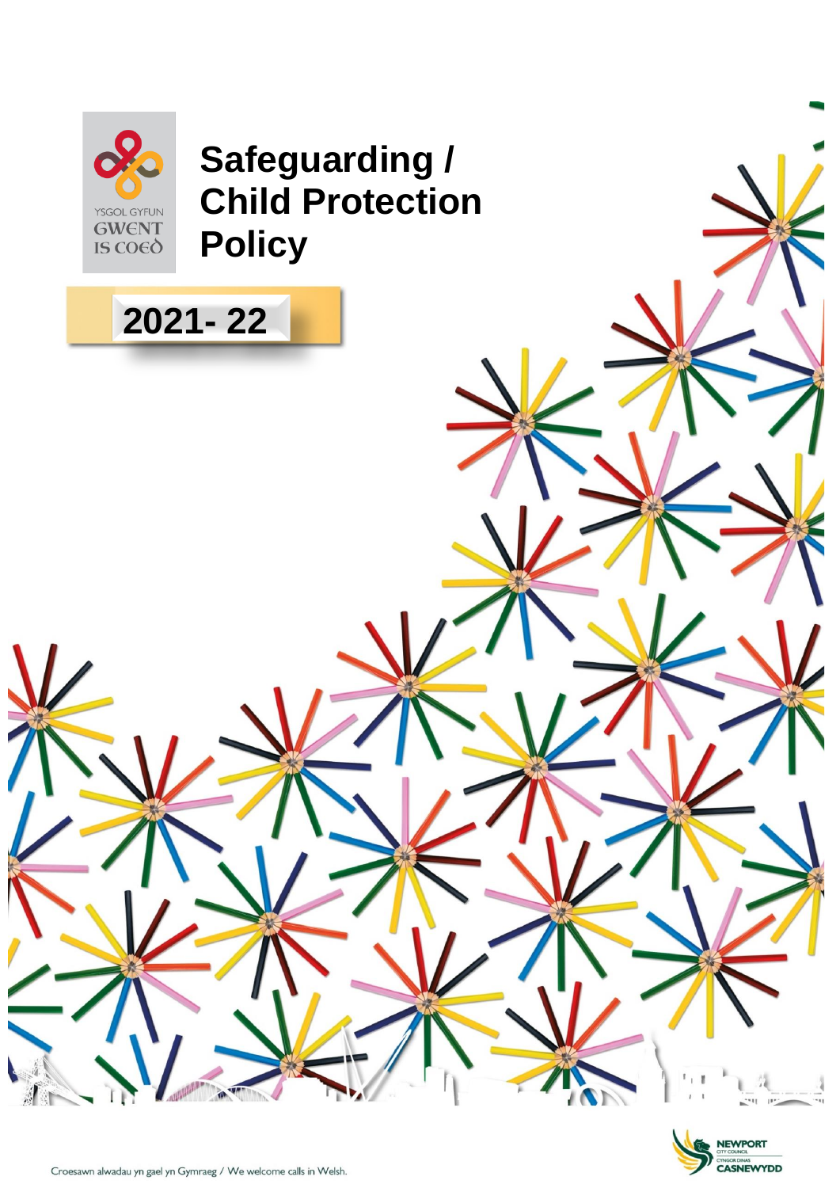YSGOL GYFUN GWENT IS COED

# Safeguarding / Child Protection Policy

## 2021- 22

NEWPORT CITY COUNCIL
CYNGOR DINAS CASNEWYDD

Croesawn alwadau yn gael yn Gymraeg / We welcome calls in Welsh.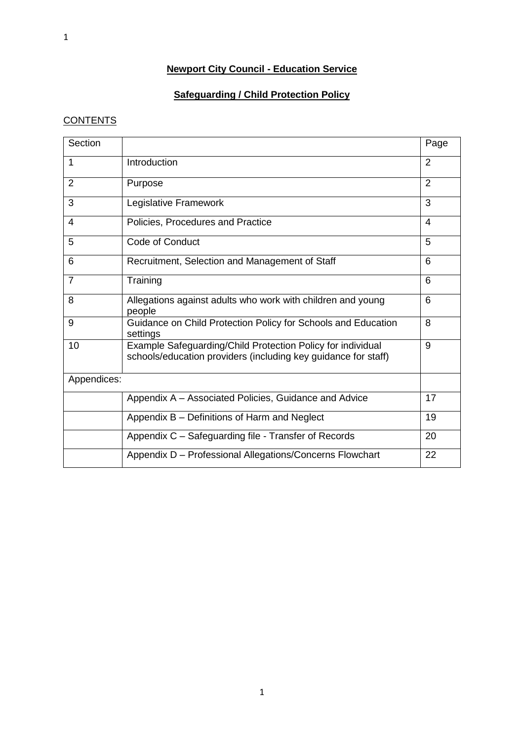**Newport City Council - Education Service**

**Safeguarding / Child Protection Policy**

CONTENTS

| Section | | Page |
|---|---|---|
| 1 | Introduction | 2 |
| 2 | Purpose | 2 |
| 3 | Legislative Framework | 3 |
| 4 | Policies, Procedures and Practice | 4 |
| 5 | Code of Conduct | 5 |
| 6 | Recruitment, Selection and Management of Staff | 6 |
| 7 | Training | 6 |
| 8 | Allegations against adults who work with children and young people | 6 |
| 9 | Guidance on Child Protection Policy for Schools and Education settings | 8 |
| 10 | Example Safeguarding/Child Protection Policy for individual schools/education providers (including key guidance for staff) | 9 |
| Appendices: | | |
| | Appendix A – Associated Policies, Guidance and Advice | 17 |
| | Appendix B – Definitions of Harm and Neglect | 19 |
| | Appendix C – Safeguarding file - Transfer of Records | 20 |
| | Appendix D – Professional Allegations/Concerns Flowchart | 22 |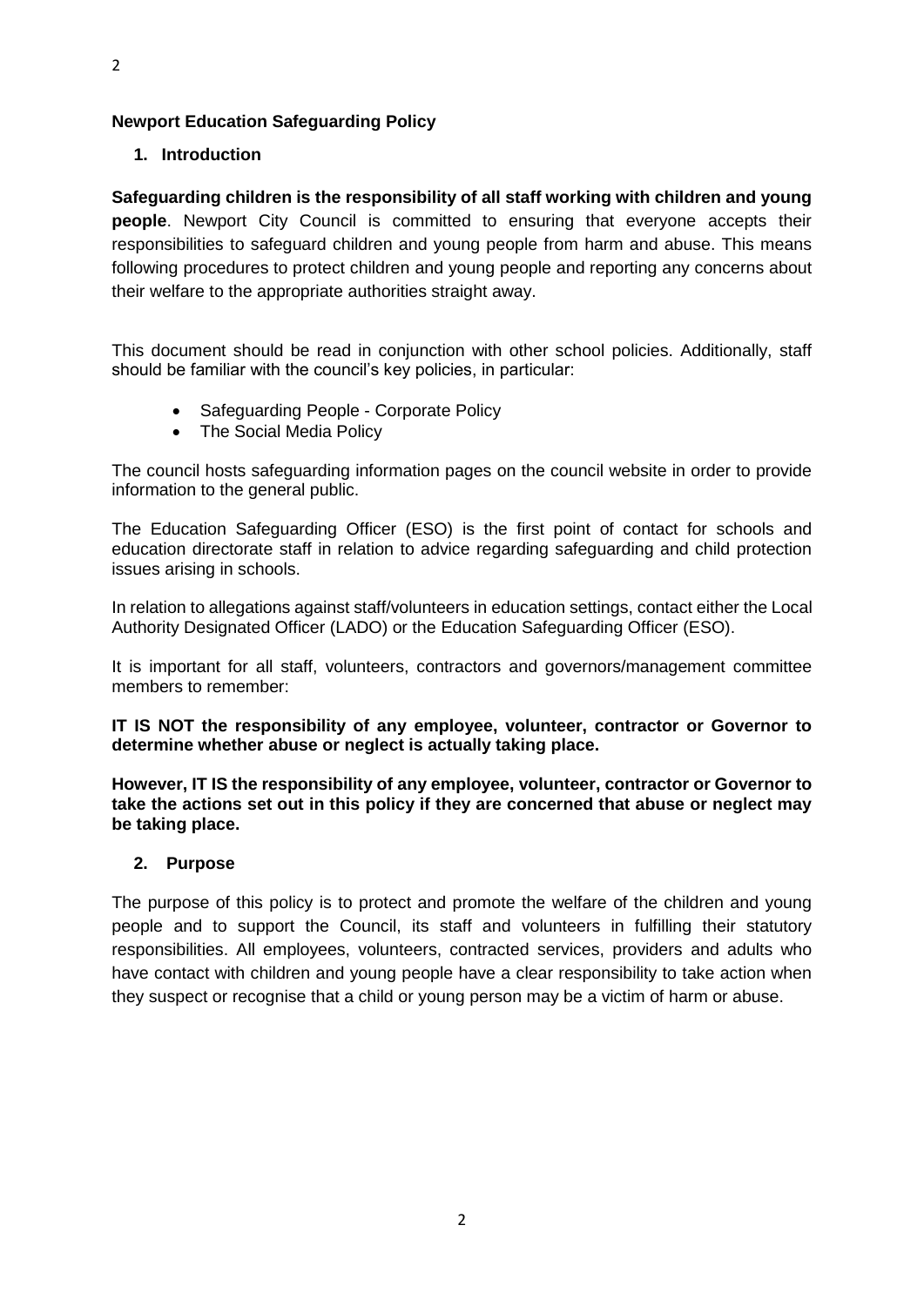**Newport Education Safeguarding Policy**

## 1. Introduction

**Safeguarding children is the responsibility of all staff working with children and young people**. Newport City Council is committed to ensuring that everyone accepts their responsibilities to safeguard children and young people from harm and abuse. This means following procedures to protect children and young people and reporting any concerns about their welfare to the appropriate authorities straight away.

This document should be read in conjunction with other school policies. Additionally, staff should be familiar with the council's key policies, in particular:

- Safeguarding People - Corporate Policy
- The Social Media Policy

The council hosts safeguarding information pages on the council website in order to provide information to the general public.

The Education Safeguarding Officer (ESO) is the first point of contact for schools and education directorate staff in relation to advice regarding safeguarding and child protection issues arising in schools.

In relation to allegations against staff/volunteers in education settings, contact either the Local Authority Designated Officer (LADO) or the Education Safeguarding Officer (ESO).

It is important for all staff, volunteers, contractors and governors/management committee members to remember:

**IT IS NOT the responsibility of any employee, volunteer, contractor or Governor to determine whether abuse or neglect is actually taking place.**

**However, IT IS the responsibility of any employee, volunteer, contractor or Governor to take the actions set out in this policy if they are concerned that abuse or neglect may be taking place.**

## 2. Purpose

The purpose of this policy is to protect and promote the welfare of the children and young people and to support the Council, its staff and volunteers in fulfilling their statutory responsibilities. All employees, volunteers, contracted services, providers and adults who have contact with children and young people have a clear responsibility to take action when they suspect or recognise that a child or young person may be a victim of harm or abuse.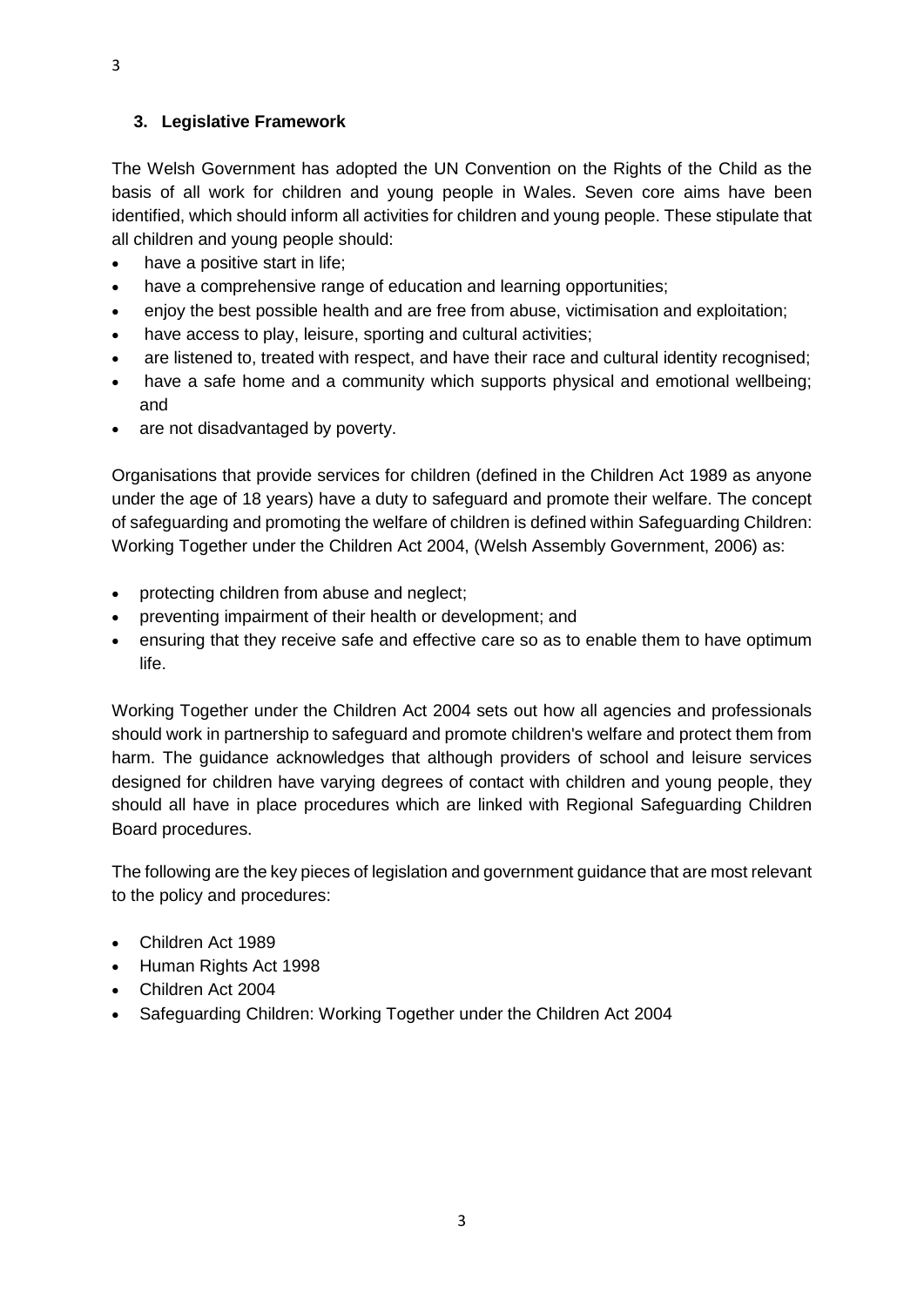## 3. Legislative Framework

The Welsh Government has adopted the UN Convention on the Rights of the Child as the basis of all work for children and young people in Wales. Seven core aims have been identified, which should inform all activities for children and young people. These stipulate that all children and young people should:

- have a positive start in life;
- have a comprehensive range of education and learning opportunities;
- enjoy the best possible health and are free from abuse, victimisation and exploitation;
- have access to play, leisure, sporting and cultural activities;
- are listened to, treated with respect, and have their race and cultural identity recognised;
- have a safe home and a community which supports physical and emotional wellbeing; and
- are not disadvantaged by poverty.

Organisations that provide services for children (defined in the Children Act 1989 as anyone under the age of 18 years) have a duty to safeguard and promote their welfare. The concept of safeguarding and promoting the welfare of children is defined within Safeguarding Children: Working Together under the Children Act 2004, (Welsh Assembly Government, 2006) as:

- protecting children from abuse and neglect;
- preventing impairment of their health or development; and
- ensuring that they receive safe and effective care so as to enable them to have optimum life.

Working Together under the Children Act 2004 sets out how all agencies and professionals should work in partnership to safeguard and promote children's welfare and protect them from harm. The guidance acknowledges that although providers of school and leisure services designed for children have varying degrees of contact with children and young people, they should all have in place procedures which are linked with Regional Safeguarding Children Board procedures.

The following are the key pieces of legislation and government guidance that are most relevant to the policy and procedures:

- Children Act 1989
- Human Rights Act 1998
- Children Act 2004
- Safeguarding Children: Working Together under the Children Act 2004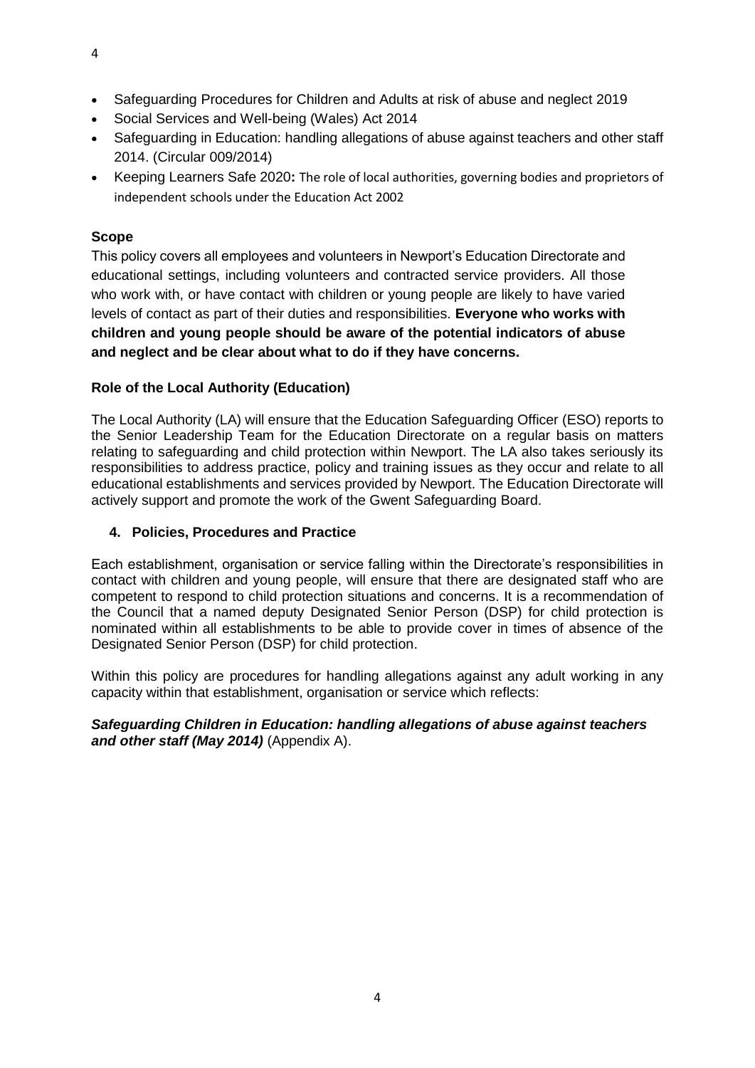- Safeguarding Procedures for Children and Adults at risk of abuse and neglect 2019
- Social Services and Well-being (Wales) Act 2014
- Safeguarding in Education: handling allegations of abuse against teachers and other staff 2014. (Circular 009/2014)
- Keeping Learners Safe 2020**:** The role of local authorities, governing bodies and proprietors of independent schools under the Education Act 2002

### Scope

This policy covers all employees and volunteers in Newport's Education Directorate and educational settings, including volunteers and contracted service providers. All those who work with, or have contact with children or young people are likely to have varied levels of contact as part of their duties and responsibilities. **Everyone who works with children and young people should be aware of the potential indicators of abuse and neglect and be clear about what to do if they have concerns.**

### Role of the Local Authority (Education)

The Local Authority (LA) will ensure that the Education Safeguarding Officer (ESO) reports to the Senior Leadership Team for the Education Directorate on a regular basis on matters relating to safeguarding and child protection within Newport. The LA also takes seriously its responsibilities to address practice, policy and training issues as they occur and relate to all educational establishments and services provided by Newport. The Education Directorate will actively support and promote the work of the Gwent Safeguarding Board.

## 4. Policies, Procedures and Practice

Each establishment, organisation or service falling within the Directorate's responsibilities in contact with children and young people, will ensure that there are designated staff who are competent to respond to child protection situations and concerns. It is a recommendation of the Council that a named deputy Designated Senior Person (DSP) for child protection is nominated within all establishments to be able to provide cover in times of absence of the Designated Senior Person (DSP) for child protection.

Within this policy are procedures for handling allegations against any adult working in any capacity within that establishment, organisation or service which reflects:

***Safeguarding Children in Education: handling allegations of abuse against teachers and other staff (May 2014)*** (Appendix A).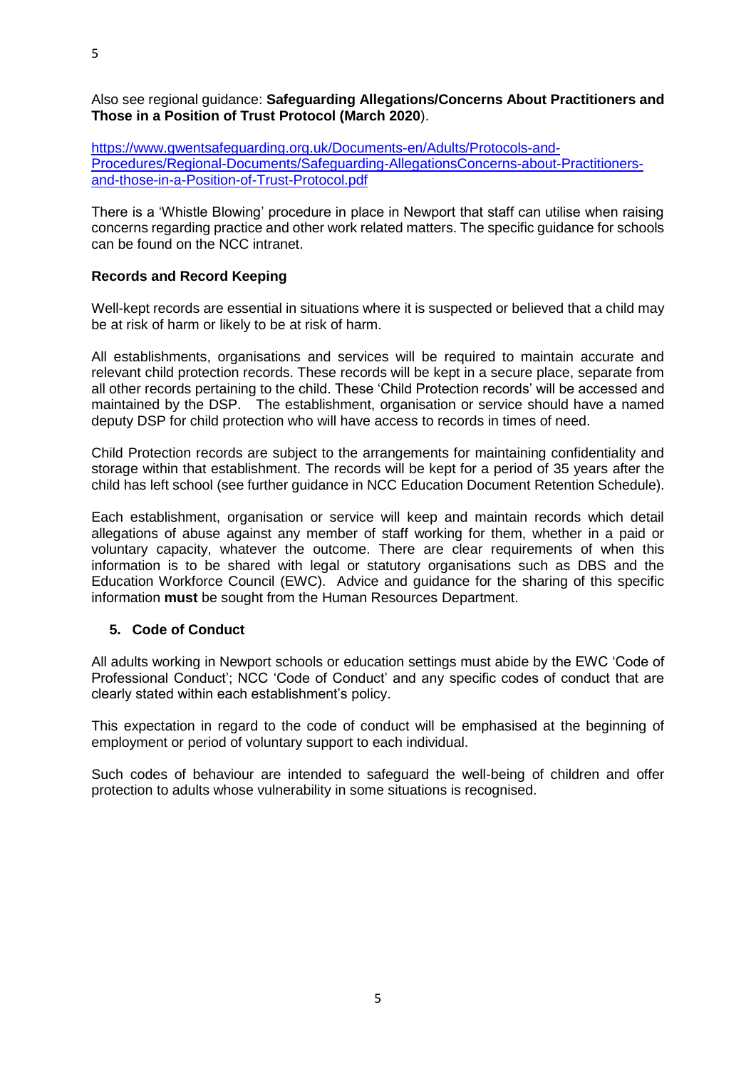Also see regional guidance: **Safeguarding Allegations/Concerns About Practitioners and Those in a Position of Trust Protocol (March 2020**).

[https://www.gwentsafeguarding.org.uk/Documents-en/Adults/Protocols-and-Procedures/Regional-Documents/Safeguarding-AllegationsConcerns-about-Practitioners-and-those-in-a-Position-of-Trust-Protocol.pdf](https://www.gwentsafeguarding.org.uk/Documents-en/Adults/Protocols-and-Procedures/Regional-Documents/Safeguarding-AllegationsConcerns-about-Practitioners-and-those-in-a-Position-of-Trust-Protocol.pdf)

There is a 'Whistle Blowing' procedure in place in Newport that staff can utilise when raising concerns regarding practice and other work related matters. The specific guidance for schools can be found on the NCC intranet.

**Records and Record Keeping**

Well-kept records are essential in situations where it is suspected or believed that a child may be at risk of harm or likely to be at risk of harm.

All establishments, organisations and services will be required to maintain accurate and relevant child protection records. These records will be kept in a secure place, separate from all other records pertaining to the child. These 'Child Protection records' will be accessed and maintained by the DSP. The establishment, organisation or service should have a named deputy DSP for child protection who will have access to records in times of need.

Child Protection records are subject to the arrangements for maintaining confidentiality and storage within that establishment. The records will be kept for a period of 35 years after the child has left school (see further guidance in NCC Education Document Retention Schedule).

Each establishment, organisation or service will keep and maintain records which detail allegations of abuse against any member of staff working for them, whether in a paid or voluntary capacity, whatever the outcome. There are clear requirements of when this information is to be shared with legal or statutory organisations such as DBS and the Education Workforce Council (EWC). Advice and guidance for the sharing of this specific information **must** be sought from the Human Resources Department.

## 5. Code of Conduct

All adults working in Newport schools or education settings must abide by the EWC 'Code of Professional Conduct'; NCC 'Code of Conduct' and any specific codes of conduct that are clearly stated within each establishment's policy.

This expectation in regard to the code of conduct will be emphasised at the beginning of employment or period of voluntary support to each individual.

Such codes of behaviour are intended to safeguard the well-being of children and offer protection to adults whose vulnerability in some situations is recognised.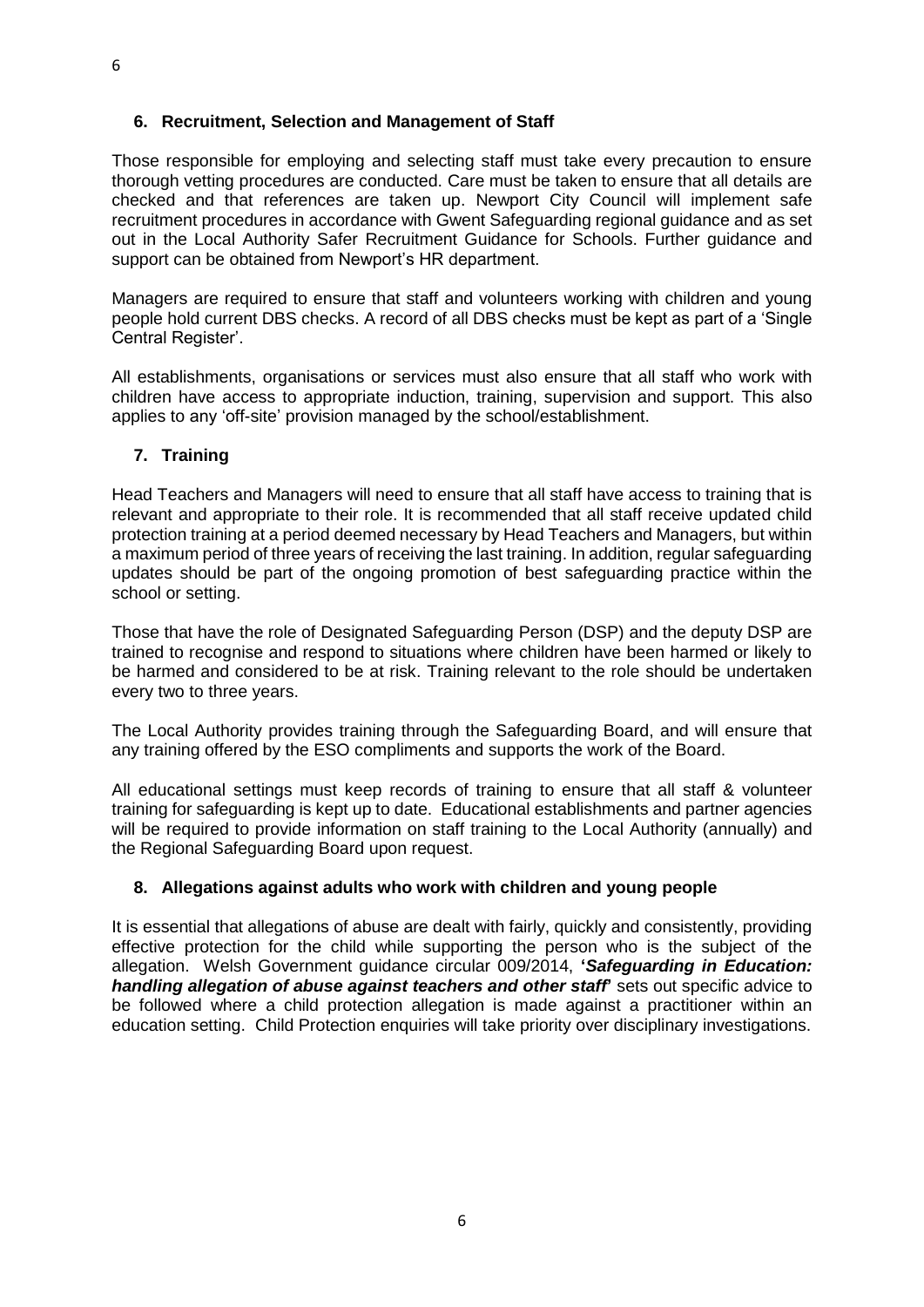## 6. Recruitment, Selection and Management of Staff

Those responsible for employing and selecting staff must take every precaution to ensure thorough vetting procedures are conducted. Care must be taken to ensure that all details are checked and that references are taken up. Newport City Council will implement safe recruitment procedures in accordance with Gwent Safeguarding regional guidance and as set out in the Local Authority Safer Recruitment Guidance for Schools. Further guidance and support can be obtained from Newport's HR department.

Managers are required to ensure that staff and volunteers working with children and young people hold current DBS checks. A record of all DBS checks must be kept as part of a 'Single Central Register'.

All establishments, organisations or services must also ensure that all staff who work with children have access to appropriate induction, training, supervision and support. This also applies to any 'off-site' provision managed by the school/establishment.

## 7. Training

Head Teachers and Managers will need to ensure that all staff have access to training that is relevant and appropriate to their role. It is recommended that all staff receive updated child protection training at a period deemed necessary by Head Teachers and Managers, but within a maximum period of three years of receiving the last training. In addition, regular safeguarding updates should be part of the ongoing promotion of best safeguarding practice within the school or setting.

Those that have the role of Designated Safeguarding Person (DSP) and the deputy DSP are trained to recognise and respond to situations where children have been harmed or likely to be harmed and considered to be at risk. Training relevant to the role should be undertaken every two to three years.

The Local Authority provides training through the Safeguarding Board, and will ensure that any training offered by the ESO compliments and supports the work of the Board.

All educational settings must keep records of training to ensure that all staff & volunteer training for safeguarding is kept up to date. Educational establishments and partner agencies will be required to provide information on staff training to the Local Authority (annually) and the Regional Safeguarding Board upon request.

## 8. Allegations against adults who work with children and young people

It is essential that allegations of abuse are dealt with fairly, quickly and consistently, providing effective protection for the child while supporting the person who is the subject of the allegation. Welsh Government guidance circular 009/2014, **'*Safeguarding in Education: handling allegation of abuse against teachers and other staff*'** sets out specific advice to be followed where a child protection allegation is made against a practitioner within an education setting. Child Protection enquiries will take priority over disciplinary investigations.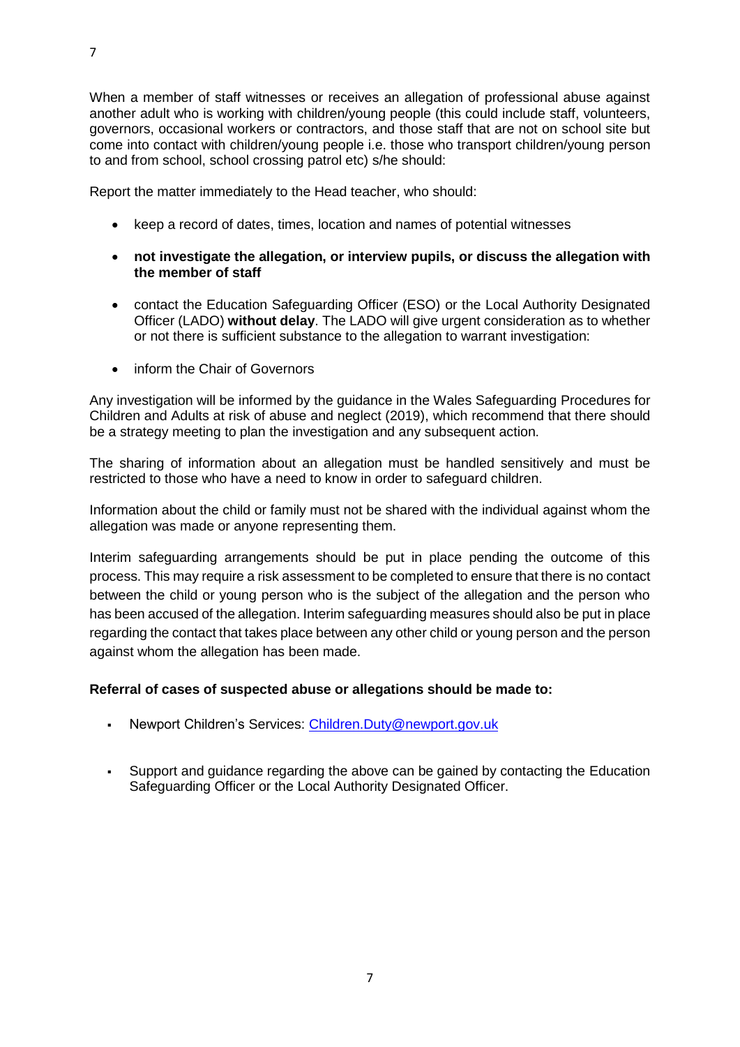When a member of staff witnesses or receives an allegation of professional abuse against another adult who is working with children/young people (this could include staff, volunteers, governors, occasional workers or contractors, and those staff that are not on school site but come into contact with children/young people i.e. those who transport children/young person to and from school, school crossing patrol etc) s/he should:

Report the matter immediately to the Head teacher, who should:

- keep a record of dates, times, location and names of potential witnesses
- **not investigate the allegation, or interview pupils, or discuss the allegation with the member of staff**
- contact the Education Safeguarding Officer (ESO) or the Local Authority Designated Officer (LADO) **without delay**. The LADO will give urgent consideration as to whether or not there is sufficient substance to the allegation to warrant investigation:
- inform the Chair of Governors

Any investigation will be informed by the guidance in the Wales Safeguarding Procedures for Children and Adults at risk of abuse and neglect (2019), which recommend that there should be a strategy meeting to plan the investigation and any subsequent action.

The sharing of information about an allegation must be handled sensitively and must be restricted to those who have a need to know in order to safeguard children.

Information about the child or family must not be shared with the individual against whom the allegation was made or anyone representing them.

Interim safeguarding arrangements should be put in place pending the outcome of this process. This may require a risk assessment to be completed to ensure that there is no contact between the child or young person who is the subject of the allegation and the person who has been accused of the allegation. Interim safeguarding measures should also be put in place regarding the contact that takes place between any other child or young person and the person against whom the allegation has been made.

**Referral of cases of suspected abuse or allegations should be made to:**

- Newport Children's Services: [Children.Duty@newport.gov.uk](mailto:Children.Duty@newport.gov.uk)
- Support and guidance regarding the above can be gained by contacting the Education Safeguarding Officer or the Local Authority Designated Officer.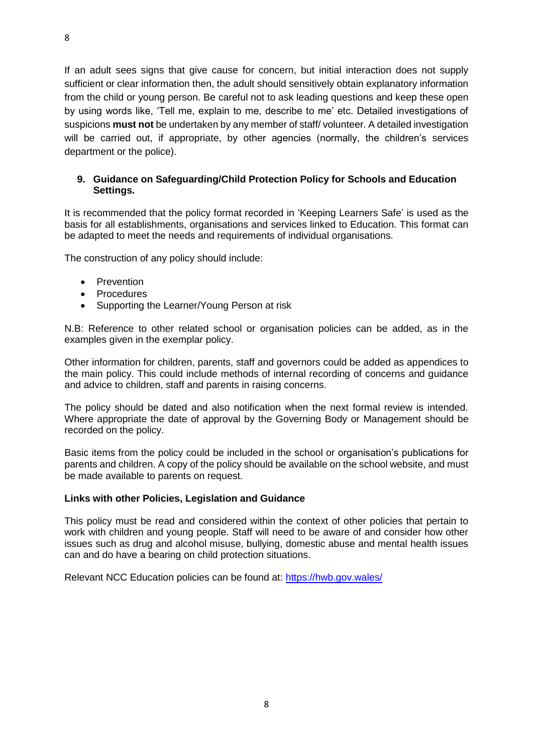If an adult sees signs that give cause for concern, but initial interaction does not supply sufficient or clear information then, the adult should sensitively obtain explanatory information from the child or young person. Be careful not to ask leading questions and keep these open by using words like, 'Tell me, explain to me, describe to me' etc. Detailed investigations of suspicions **must not** be undertaken by any member of staff/ volunteer. A detailed investigation will be carried out, if appropriate, by other agencies (normally, the children's services department or the police).

## 9. Guidance on Safeguarding/Child Protection Policy for Schools and Education Settings.

It is recommended that the policy format recorded in 'Keeping Learners Safe' is used as the basis for all establishments, organisations and services linked to Education. This format can be adapted to meet the needs and requirements of individual organisations.

The construction of any policy should include:

- Prevention
- Procedures
- Supporting the Learner/Young Person at risk

N.B: Reference to other related school or organisation policies can be added, as in the examples given in the exemplar policy.

Other information for children, parents, staff and governors could be added as appendices to the main policy. This could include methods of internal recording of concerns and guidance and advice to children, staff and parents in raising concerns.

The policy should be dated and also notification when the next formal review is intended. Where appropriate the date of approval by the Governing Body or Management should be recorded on the policy.

Basic items from the policy could be included in the school or organisation's publications for parents and children. A copy of the policy should be available on the school website, and must be made available to parents on request.

### Links with other Policies, Legislation and Guidance

This policy must be read and considered within the context of other policies that pertain to work with children and young people. Staff will need to be aware of and consider how other issues such as drug and alcohol misuse, bullying, domestic abuse and mental health issues can and do have a bearing on child protection situations.

Relevant NCC Education policies can be found at: [https://hwb.gov.wales/](https://hwb.gov.wales/)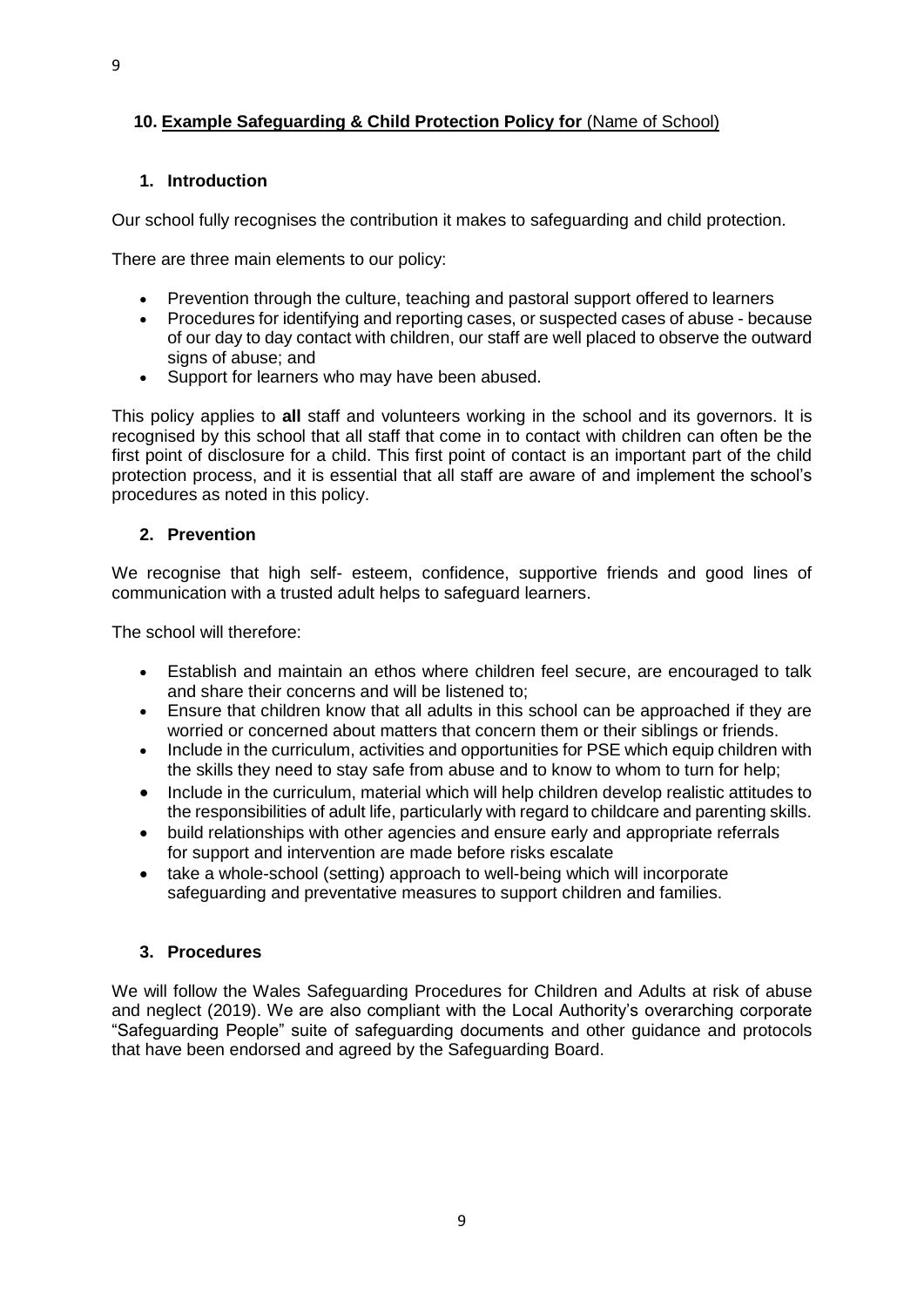## 10. **Example Safeguarding & Child Protection Policy for** (Name of School)

### 1. Introduction

Our school fully recognises the contribution it makes to safeguarding and child protection.

There are three main elements to our policy:

- Prevention through the culture, teaching and pastoral support offered to learners
- Procedures for identifying and reporting cases, or suspected cases of abuse - because of our day to day contact with children, our staff are well placed to observe the outward signs of abuse; and
- Support for learners who may have been abused.

This policy applies to **all** staff and volunteers working in the school and its governors. It is recognised by this school that all staff that come in to contact with children can often be the first point of disclosure for a child. This first point of contact is an important part of the child protection process, and it is essential that all staff are aware of and implement the school's procedures as noted in this policy.

### 2. Prevention

We recognise that high self- esteem, confidence, supportive friends and good lines of communication with a trusted adult helps to safeguard learners.

The school will therefore:

- Establish and maintain an ethos where children feel secure, are encouraged to talk and share their concerns and will be listened to;
- Ensure that children know that all adults in this school can be approached if they are worried or concerned about matters that concern them or their siblings or friends.
- Include in the curriculum, activities and opportunities for PSE which equip children with the skills they need to stay safe from abuse and to know to whom to turn for help;
- Include in the curriculum, material which will help children develop realistic attitudes to the responsibilities of adult life, particularly with regard to childcare and parenting skills.
- build relationships with other agencies and ensure early and appropriate referrals for support and intervention are made before risks escalate
- take a whole-school (setting) approach to well-being which will incorporate safeguarding and preventative measures to support children and families.

### 3. Procedures

We will follow the Wales Safeguarding Procedures for Children and Adults at risk of abuse and neglect (2019). We are also compliant with the Local Authority's overarching corporate "Safeguarding People" suite of safeguarding documents and other guidance and protocols that have been endorsed and agreed by the Safeguarding Board.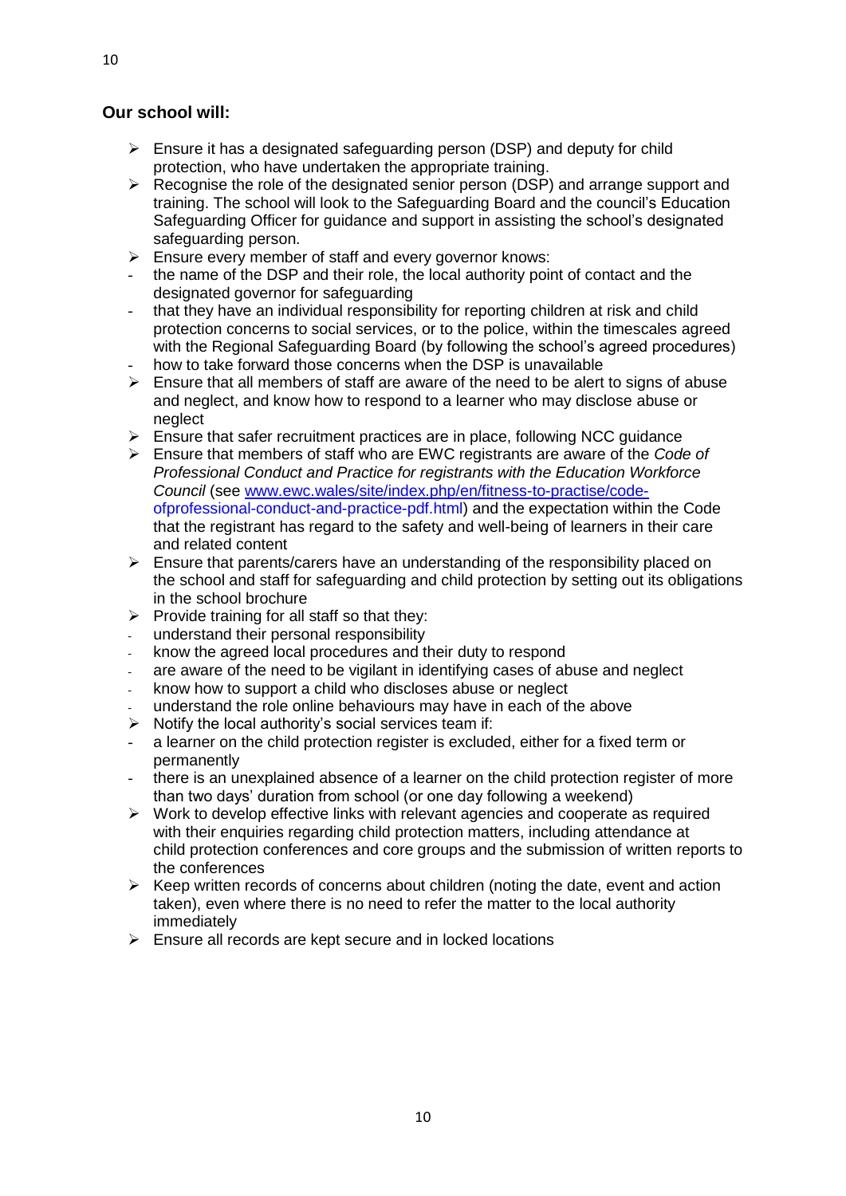**Our school will:**

- Ensure it has a designated safeguarding person (DSP) and deputy for child protection, who have undertaken the appropriate training.
- Recognise the role of the designated senior person (DSP) and arrange support and training. The school will look to the Safeguarding Board and the council's Education Safeguarding Officer for guidance and support in assisting the school's designated safeguarding person.
- Ensure every member of staff and every governor knows:
    - the name of the DSP and their role, the local authority point of contact and the designated governor for safeguarding
    - that they have an individual responsibility for reporting children at risk and child protection concerns to social services, or to the police, within the timescales agreed with the Regional Safeguarding Board (by following the school's agreed procedures)
    - how to take forward those concerns when the DSP is unavailable
- Ensure that all members of staff are aware of the need to be alert to signs of abuse and neglect, and know how to respond to a learner who may disclose abuse or neglect
- Ensure that safer recruitment practices are in place, following NCC guidance
- Ensure that members of staff who are EWC registrants are aware of the *Code of Professional Conduct and Practice for registrants with the Education Workforce Council* (see [www.ewc.wales/site/index.php/en/fitness-to-practise/code-ofprofessional-conduct-and-practice-pdf.html](www.ewc.wales/site/index.php/en/fitness-to-practise/code-ofprofessional-conduct-and-practice-pdf.html)) and the expectation within the Code that the registrant has regard to the safety and well-being of learners in their care and related content
- Ensure that parents/carers have an understanding of the responsibility placed on the school and staff for safeguarding and child protection by setting out its obligations in the school brochure
- Provide training for all staff so that they:
    - understand their personal responsibility
    - know the agreed local procedures and their duty to respond
    - are aware of the need to be vigilant in identifying cases of abuse and neglect
    - know how to support a child who discloses abuse or neglect
    - understand the role online behaviours may have in each of the above
- Notify the local authority's social services team if:
    - a learner on the child protection register is excluded, either for a fixed term or permanently
    - there is an unexplained absence of a learner on the child protection register of more than two days' duration from school (or one day following a weekend)
- Work to develop effective links with relevant agencies and cooperate as required with their enquiries regarding child protection matters, including attendance at child protection conferences and core groups and the submission of written reports to the conferences
- Keep written records of concerns about children (noting the date, event and action taken), even where there is no need to refer the matter to the local authority immediately
- Ensure all records are kept secure and in locked locations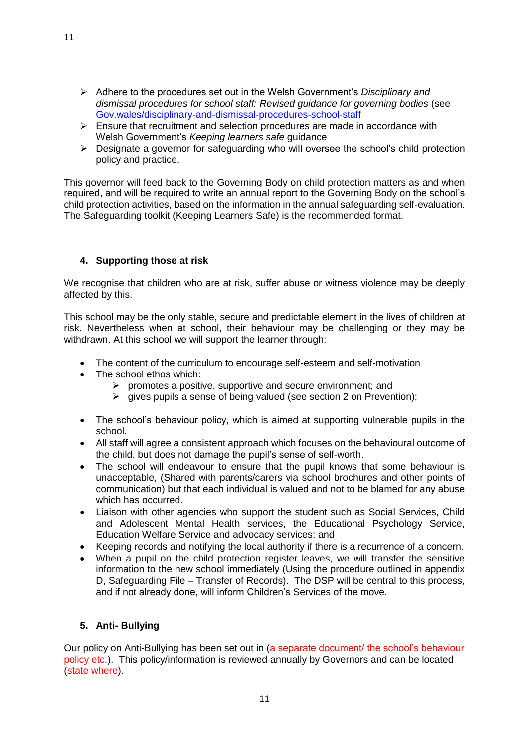- Adhere to the procedures set out in the Welsh Government's *Disciplinary and dismissal procedures for school staff: Revised guidance for governing bodies* (see Gov.wales/disciplinary-and-dismissal-procedures-school-staff
- Ensure that recruitment and selection procedures are made in accordance with Welsh Government's *Keeping learners safe* guidance
- Designate a governor for safeguarding who will oversee the school's child protection policy and practice.

This governor will feed back to the Governing Body on child protection matters as and when required, and will be required to write an annual report to the Governing Body on the school's child protection activities, based on the information in the annual safeguarding self-evaluation. The Safeguarding toolkit (Keeping Learners Safe) is the recommended format.

## 4. Supporting those at risk

We recognise that children who are at risk, suffer abuse or witness violence may be deeply affected by this.

This school may be the only stable, secure and predictable element in the lives of children at risk. Nevertheless when at school, their behaviour may be challenging or they may be withdrawn. At this school we will support the learner through:

- The content of the curriculum to encourage self-esteem and self-motivation
- The school ethos which:
  - promotes a positive, supportive and secure environment; and
  - gives pupils a sense of being valued (see section 2 on Prevention);
- The school's behaviour policy, which is aimed at supporting vulnerable pupils in the school.
- All staff will agree a consistent approach which focuses on the behavioural outcome of the child, but does not damage the pupil's sense of self-worth.
- The school will endeavour to ensure that the pupil knows that some behaviour is unacceptable, (Shared with parents/carers via school brochures and other points of communication) but that each individual is valued and not to be blamed for any abuse which has occurred.
- Liaison with other agencies who support the student such as Social Services, Child and Adolescent Mental Health services, the Educational Psychology Service, Education Welfare Service and advocacy services; and
- Keeping records and notifying the local authority if there is a recurrence of a concern.
- When a pupil on the child protection register leaves, we will transfer the sensitive information to the new school immediately (Using the procedure outlined in appendix D, Safeguarding File – Transfer of Records). The DSP will be central to this process, and if not already done, will inform Children's Services of the move.

## 5. Anti- Bullying

Our policy on Anti-Bullying has been set out in (a separate document/ the school's behaviour policy etc.). This policy/information is reviewed annually by Governors and can be located (state where).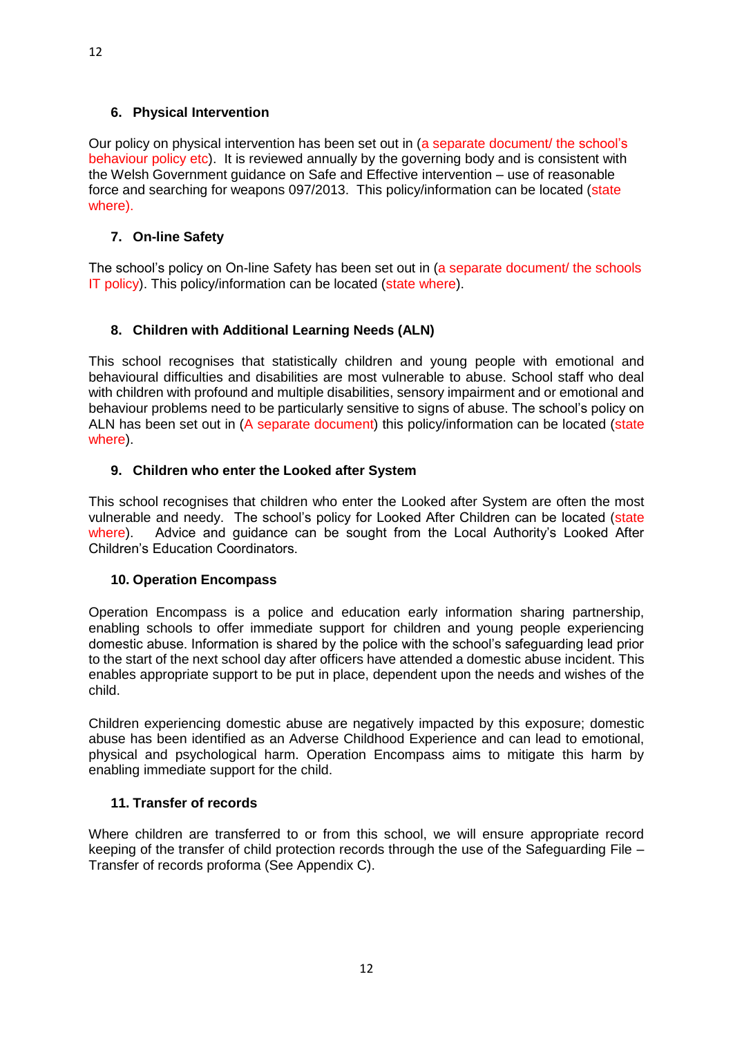## 6. Physical Intervention

Our policy on physical intervention has been set out in (a separate document/ the school's behaviour policy etc). It is reviewed annually by the governing body and is consistent with the Welsh Government guidance on Safe and Effective intervention – use of reasonable force and searching for weapons 097/2013. This policy/information can be located (state where).

## 7. On-line Safety

The school's policy on On-line Safety has been set out in (a separate document/ the schools IT policy). This policy/information can be located (state where).

## 8. Children with Additional Learning Needs (ALN)

This school recognises that statistically children and young people with emotional and behavioural difficulties and disabilities are most vulnerable to abuse. School staff who deal with children with profound and multiple disabilities, sensory impairment and or emotional and behaviour problems need to be particularly sensitive to signs of abuse. The school's policy on ALN has been set out in (A separate document) this policy/information can be located (state where).

## 9. Children who enter the Looked after System

This school recognises that children who enter the Looked after System are often the most vulnerable and needy. The school's policy for Looked After Children can be located (state where). Advice and guidance can be sought from the Local Authority's Looked After Children's Education Coordinators.

## 10. Operation Encompass

Operation Encompass is a police and education early information sharing partnership, enabling schools to offer immediate support for children and young people experiencing domestic abuse. Information is shared by the police with the school's safeguarding lead prior to the start of the next school day after officers have attended a domestic abuse incident. This enables appropriate support to be put in place, dependent upon the needs and wishes of the child.

Children experiencing domestic abuse are negatively impacted by this exposure; domestic abuse has been identified as an Adverse Childhood Experience and can lead to emotional, physical and psychological harm. Operation Encompass aims to mitigate this harm by enabling immediate support for the child.

## 11. Transfer of records

Where children are transferred to or from this school, we will ensure appropriate record keeping of the transfer of child protection records through the use of the Safeguarding File – Transfer of records proforma (See Appendix C).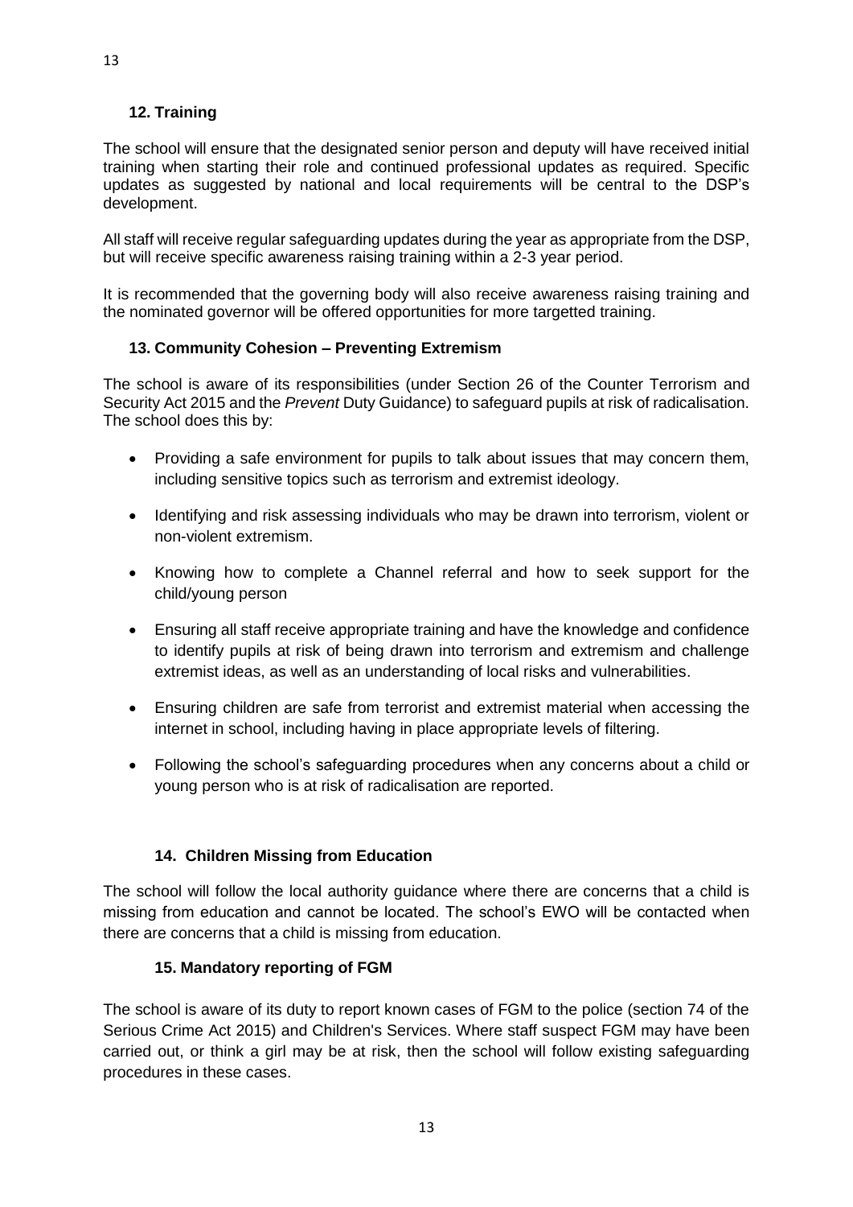## 12. Training

The school will ensure that the designated senior person and deputy will have received initial training when starting their role and continued professional updates as required. Specific updates as suggested by national and local requirements will be central to the DSP's development.

All staff will receive regular safeguarding updates during the year as appropriate from the DSP, but will receive specific awareness raising training within a 2-3 year period.

It is recommended that the governing body will also receive awareness raising training and the nominated governor will be offered opportunities for more targetted training.

## 13. Community Cohesion – Preventing Extremism

The school is aware of its responsibilities (under Section 26 of the Counter Terrorism and Security Act 2015 and the *Prevent* Duty Guidance) to safeguard pupils at risk of radicalisation. The school does this by:

- Providing a safe environment for pupils to talk about issues that may concern them, including sensitive topics such as terrorism and extremist ideology.
- Identifying and risk assessing individuals who may be drawn into terrorism, violent or non-violent extremism.
- Knowing how to complete a Channel referral and how to seek support for the child/young person
- Ensuring all staff receive appropriate training and have the knowledge and confidence to identify pupils at risk of being drawn into terrorism and extremism and challenge extremist ideas, as well as an understanding of local risks and vulnerabilities.
- Ensuring children are safe from terrorist and extremist material when accessing the internet in school, including having in place appropriate levels of filtering.
- Following the school's safeguarding procedures when any concerns about a child or young person who is at risk of radicalisation are reported.

## 14. Children Missing from Education

The school will follow the local authority guidance where there are concerns that a child is missing from education and cannot be located. The school's EWO will be contacted when there are concerns that a child is missing from education.

## 15. Mandatory reporting of FGM

The school is aware of its duty to report known cases of FGM to the police (section 74 of the Serious Crime Act 2015) and Children's Services. Where staff suspect FGM may have been carried out, or think a girl may be at risk, then the school will follow existing safeguarding procedures in these cases.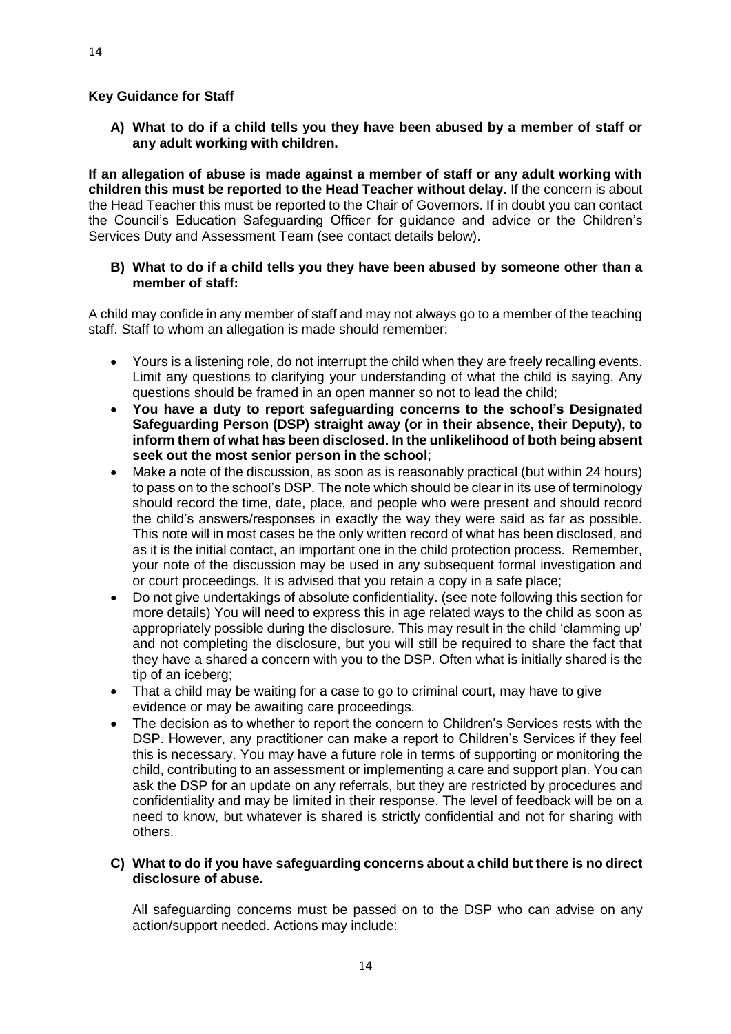### Key Guidance for Staff

**A) What to do if a child tells you they have been abused by a member of staff or any adult working with children.**

**If an allegation of abuse is made against a member of staff or any adult working with children this must be reported to the Head Teacher without delay**. If the concern is about the Head Teacher this must be reported to the Chair of Governors. If in doubt you can contact the Council's Education Safeguarding Officer for guidance and advice or the Children's Services Duty and Assessment Team (see contact details below).

**B) What to do if a child tells you they have been abused by someone other than a member of staff:**

A child may confide in any member of staff and may not always go to a member of the teaching staff. Staff to whom an allegation is made should remember:

- Yours is a listening role, do not interrupt the child when they are freely recalling events. Limit any questions to clarifying your understanding of what the child is saying. Any questions should be framed in an open manner so not to lead the child;
- **You have a duty to report safeguarding concerns to the school's Designated Safeguarding Person (DSP) straight away (or in their absence, their Deputy), to inform them of what has been disclosed. In the unlikelihood of both being absent seek out the most senior person in the school**;
- Make a note of the discussion, as soon as is reasonably practical (but within 24 hours) to pass on to the school's DSP. The note which should be clear in its use of terminology should record the time, date, place, and people who were present and should record the child's answers/responses in exactly the way they were said as far as possible. This note will in most cases be the only written record of what has been disclosed, and as it is the initial contact, an important one in the child protection process. Remember, your note of the discussion may be used in any subsequent formal investigation and or court proceedings. It is advised that you retain a copy in a safe place;
- Do not give undertakings of absolute confidentiality. (see note following this section for more details) You will need to express this in age related ways to the child as soon as appropriately possible during the disclosure. This may result in the child 'clamming up' and not completing the disclosure, but you will still be required to share the fact that they have a shared a concern with you to the DSP. Often what is initially shared is the tip of an iceberg;
- That a child may be waiting for a case to go to criminal court, may have to give evidence or may be awaiting care proceedings.
- The decision as to whether to report the concern to Children's Services rests with the DSP. However, any practitioner can make a report to Children's Services if they feel this is necessary. You may have a future role in terms of supporting or monitoring the child, contributing to an assessment or implementing a care and support plan. You can ask the DSP for an update on any referrals, but they are restricted by procedures and confidentiality and may be limited in their response. The level of feedback will be on a need to know, but whatever is shared is strictly confidential and not for sharing with others.

**C) What to do if you have safeguarding concerns about a child but there is no direct disclosure of abuse.**

All safeguarding concerns must be passed on to the DSP who can advise on any action/support needed. Actions may include: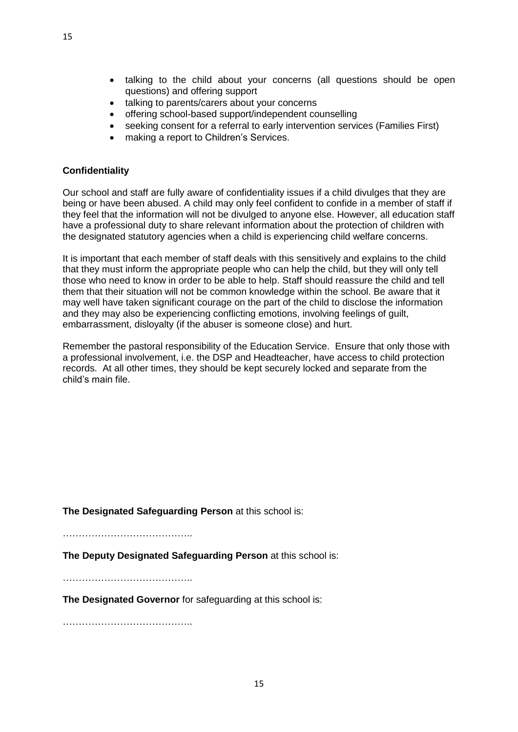- talking to the child about your concerns (all questions should be open questions) and offering support
- talking to parents/carers about your concerns
- offering school-based support/independent counselling
- seeking consent for a referral to early intervention services (Families First)
- making a report to Children's Services.

**Confidentiality**

Our school and staff are fully aware of confidentiality issues if a child divulges that they are being or have been abused. A child may only feel confident to confide in a member of staff if they feel that the information will not be divulged to anyone else. However, all education staff have a professional duty to share relevant information about the protection of children with the designated statutory agencies when a child is experiencing child welfare concerns.

It is important that each member of staff deals with this sensitively and explains to the child that they must inform the appropriate people who can help the child, but they will only tell those who need to know in order to be able to help. Staff should reassure the child and tell them that their situation will not be common knowledge within the school. Be aware that it may well have taken significant courage on the part of the child to disclose the information and they may also be experiencing conflicting emotions, involving feelings of guilt, embarrassment, disloyalty (if the abuser is someone close) and hurt.

Remember the pastoral responsibility of the Education Service. Ensure that only those with a professional involvement, i.e. the DSP and Headteacher, have access to child protection records. At all other times, they should be kept securely locked and separate from the child's main file.

**The Designated Safeguarding Person** at this school is:

…………………………………..

**The Deputy Designated Safeguarding Person** at this school is:

…………………………………..

**The Designated Governor** for safeguarding at this school is:

…………………………………..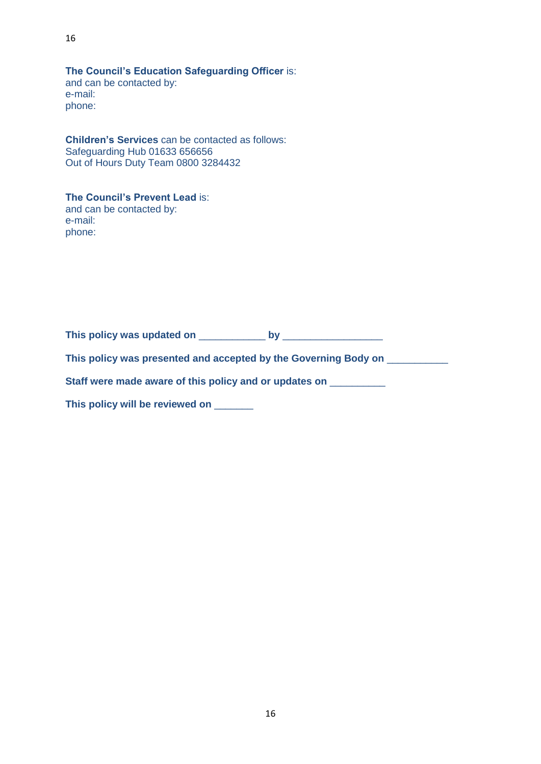**The Council's Education Safeguarding Officer** is:
and can be contacted by:
e-mail:
phone:

**Children's Services** can be contacted as follows:
Safeguarding Hub 01633 656656
Out of Hours Duty Team 0800 3284432

**The Council's Prevent Lead** is:
and can be contacted by:
e-mail:
phone:

**This policy was updated on ___________ by ________________**

**This policy was presented and accepted by the Governing Body on __________**

**Staff were made aware of this policy and or updates on _________**

**This policy will be reviewed on _______**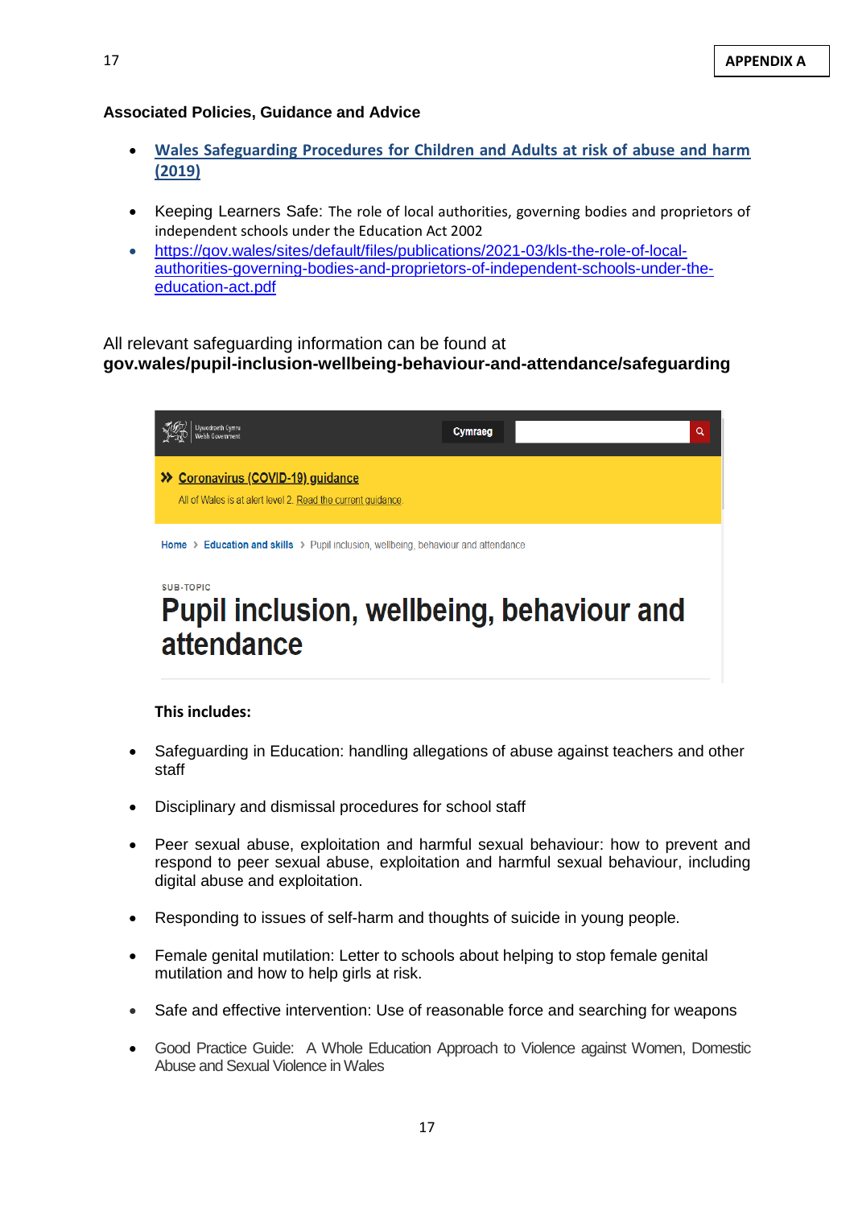**APPENDIX A**

**Associated Policies, Guidance and Advice**

- [Wales Safeguarding Procedures for Children and Adults at risk of abuse and harm (2019)]()

- Keeping Learners Safe: The role of local authorities, governing bodies and proprietors of independent schools under the Education Act 2002
- https://gov.wales/sites/default/files/publications/2021-03/kls-the-role-of-local-authorities-governing-bodies-and-proprietors-of-independent-schools-under-the-education-act.pdf

All relevant safeguarding information can be found at
**gov.wales/pupil-inclusion-wellbeing-behaviour-and-attendance/safeguarding**

Llywodraeth Cymru Welsh Government | Cymraeg

» Coronavirus (COVID-19) guidance

All of Wales is at alert level 2. Read the current guidance.

Home › Education and skills › Pupil inclusion, wellbeing, behaviour and attendance

SUB-TOPIC

# Pupil inclusion, wellbeing, behaviour and attendance

**This includes:**

- Safeguarding in Education: handling allegations of abuse against teachers and other staff

- Disciplinary and dismissal procedures for school staff

- Peer sexual abuse, exploitation and harmful sexual behaviour: how to prevent and respond to peer sexual abuse, exploitation and harmful sexual behaviour, including digital abuse and exploitation.

- Responding to issues of self-harm and thoughts of suicide in young people.

- Female genital mutilation: Letter to schools about helping to stop female genital mutilation and how to help girls at risk.

- Safe and effective intervention: Use of reasonable force and searching for weapons

- Good Practice Guide: A Whole Education Approach to Violence against Women, Domestic Abuse and Sexual Violence in Wales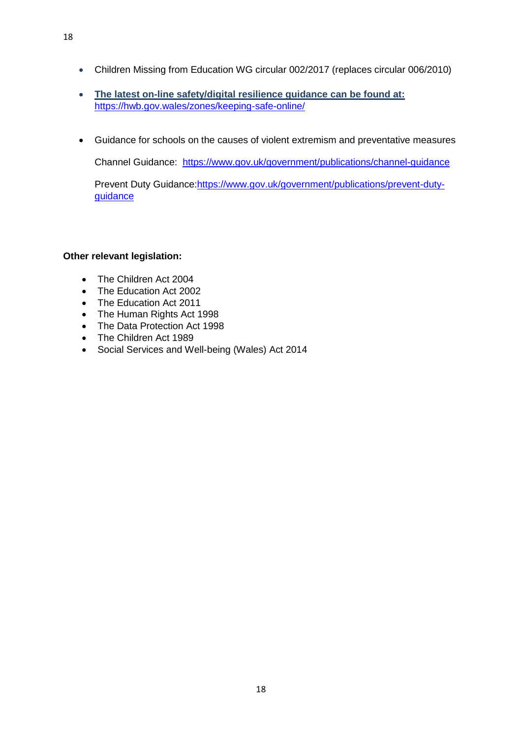- Children Missing from Education WG circular 002/2017 (replaces circular 006/2010)
- **The latest on-line safety/digital resilience guidance can be found at:** https://hwb.gov.wales/zones/keeping-safe-online/
- Guidance for schools on the causes of violent extremism and preventative measures

  Channel Guidance: https://www.gov.uk/government/publications/channel-guidance

  Prevent Duty Guidance:https://www.gov.uk/government/publications/prevent-duty-guidance

**Other relevant legislation:**

- The Children Act 2004
- The Education Act 2002
- The Education Act 2011
- The Human Rights Act 1998
- The Data Protection Act 1998
- The Children Act 1989
- Social Services and Well-being (Wales) Act 2014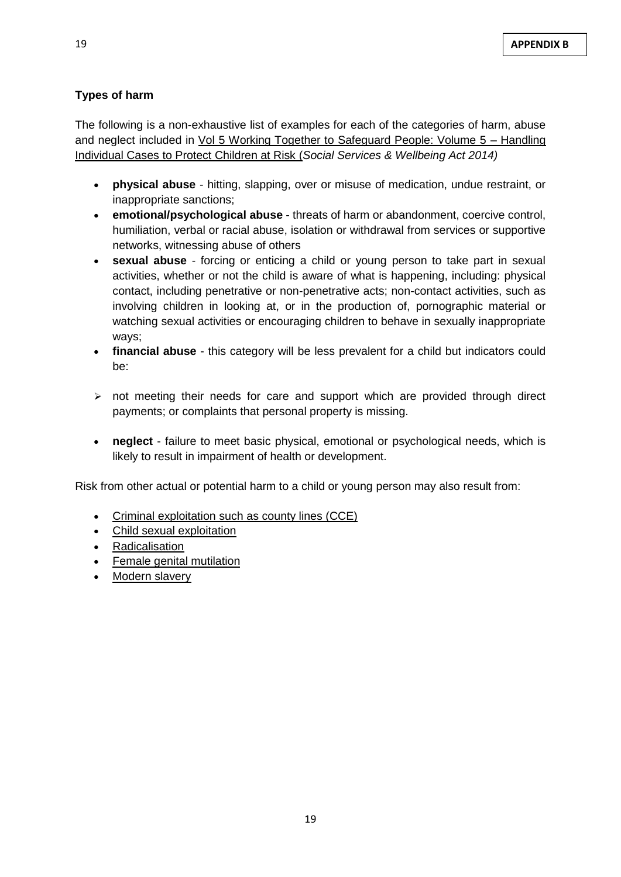**APPENDIX B**

**Types of harm**

The following is a non-exhaustive list of examples for each of the categories of harm, abuse and neglect included in Vol 5 Working Together to Safeguard People: Volume 5 – Handling Individual Cases to Protect Children at Risk (*Social Services & Wellbeing Act 2014)*

- **physical abuse** - hitting, slapping, over or misuse of medication, undue restraint, or inappropriate sanctions;
- **emotional/psychological abuse** - threats of harm or abandonment, coercive control, humiliation, verbal or racial abuse, isolation or withdrawal from services or supportive networks, witnessing abuse of others
- **sexual abuse** - forcing or enticing a child or young person to take part in sexual activities, whether or not the child is aware of what is happening, including: physical contact, including penetrative or non-penetrative acts; non-contact activities, such as involving children in looking at, or in the production of, pornographic material or watching sexual activities or encouraging children to behave in sexually inappropriate ways;
- **financial abuse** - this category will be less prevalent for a child but indicators could be:

  - not meeting their needs for care and support which are provided through direct payments; or complaints that personal property is missing.

- **neglect** - failure to meet basic physical, emotional or psychological needs, which is likely to result in impairment of health or development.

Risk from other actual or potential harm to a child or young person may also result from:

- Criminal exploitation such as county lines (CCE)
- Child sexual exploitation
- Radicalisation
- Female genital mutilation
- Modern slavery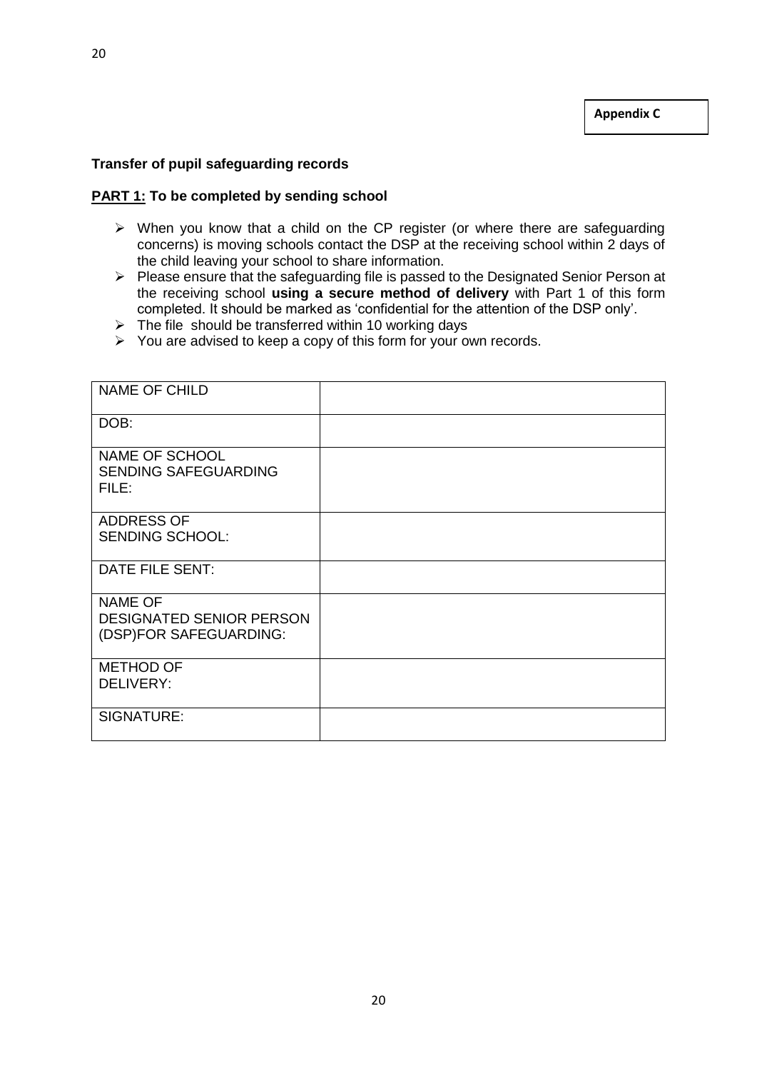**Appendix C**

**Transfer of pupil safeguarding records**

**PART 1: To be completed by sending school**

- When you know that a child on the CP register (or where there are safeguarding concerns) is moving schools contact the DSP at the receiving school within 2 days of the child leaving your school to share information.
- Please ensure that the safeguarding file is passed to the Designated Senior Person at the receiving school **using a secure method of delivery** with Part 1 of this form completed. It should be marked as 'confidential for the attention of the DSP only'.
- The file should be transferred within 10 working days
- You are advised to keep a copy of this form for your own records.

| NAME OF CHILD | |
|---|---|
| DOB: | |
| NAME OF SCHOOL SENDING SAFEGUARDING FILE: | |
| ADDRESS OF SENDING SCHOOL: | |
| DATE FILE SENT: | |
| NAME OF DESIGNATED SENIOR PERSON (DSP)FOR SAFEGUARDING: | |
| METHOD OF DELIVERY: | |
| SIGNATURE: | |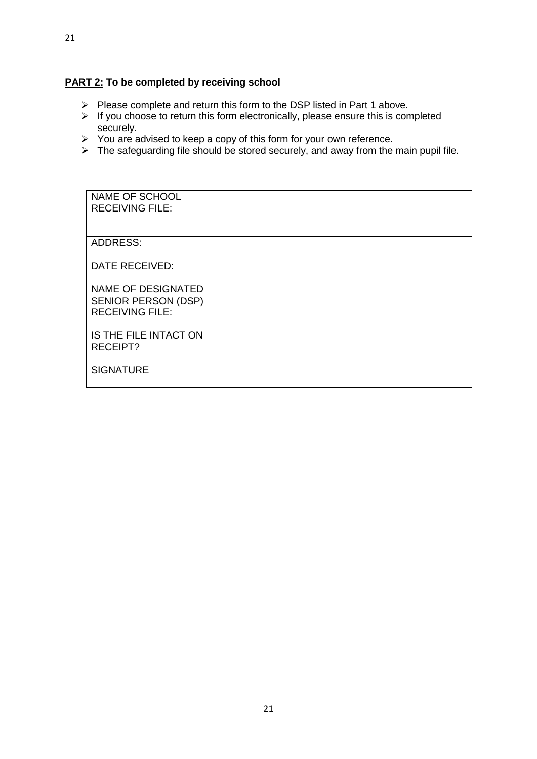**PART 2: To be completed by receiving school**

- Please complete and return this form to the DSP listed in Part 1 above.
- If you choose to return this form electronically, please ensure this is completed securely.
- You are advised to keep a copy of this form for your own reference.
- The safeguarding file should be stored securely, and away from the main pupil file.

| NAME OF SCHOOL RECEIVING FILE: | |
|---|---|
| ADDRESS: | |
| DATE RECEIVED: | |
| NAME OF DESIGNATED SENIOR PERSON (DSP) RECEIVING FILE: | |
| IS THE FILE INTACT ON RECEIPT? | |
| SIGNATURE | |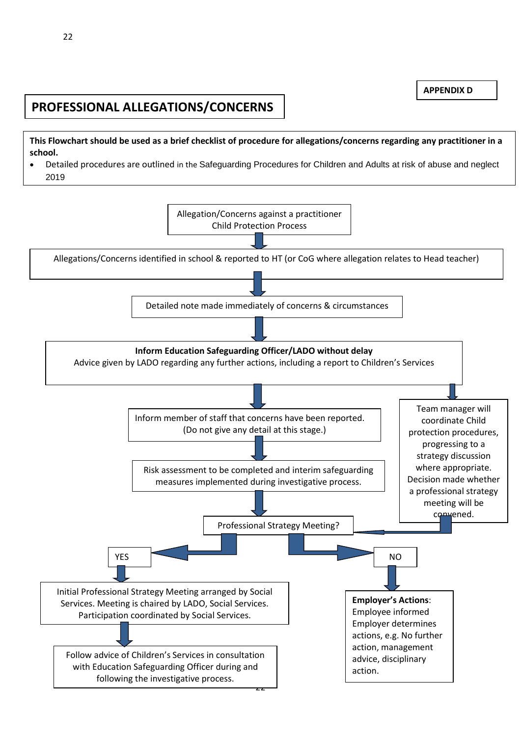APPENDIX D

# PROFESSIONAL ALLEGATIONS/CONCERNS

**This Flowchart should be used as a brief checklist of procedure for allegations/concerns regarding any practitioner in a school.**

- Detailed procedures are outlined in the Safeguarding Procedures for Children and Adults at risk of abuse and neglect 2019

Allegation/Concerns against a practitioner Child Protection Process

↓

Allegations/Concerns identified in school & reported to HT (or CoG where allegation relates to Head teacher)

↓

Detailed note made immediately of concerns & circumstances

↓

**Inform Education Safeguarding Officer/LADO without delay**
Advice given by LADO regarding any further actions, including a report to Children's Services

↓

Inform member of staff that concerns have been reported. (Do not give any detail at this stage.)

↓

Risk assessment to be completed and interim safeguarding measures implemented during investigative process.

↓

Team manager will coordinate Child protection procedures, progressing to a strategy discussion where appropriate. Decision made whether a professional strategy meeting will be convened.

↓

Professional Strategy Meeting?

**YES** →

Initial Professional Strategy Meeting arranged by Social Services. Meeting is chaired by LADO, Social Services. Participation coordinated by Social Services.

↓

Follow advice of Children's Services in consultation with Education Safeguarding Officer during and following the investigative process.

**NO** →

**Employer's Actions**:
Employee informed
Employer determines actions, e.g. No further action, management advice, disciplinary action.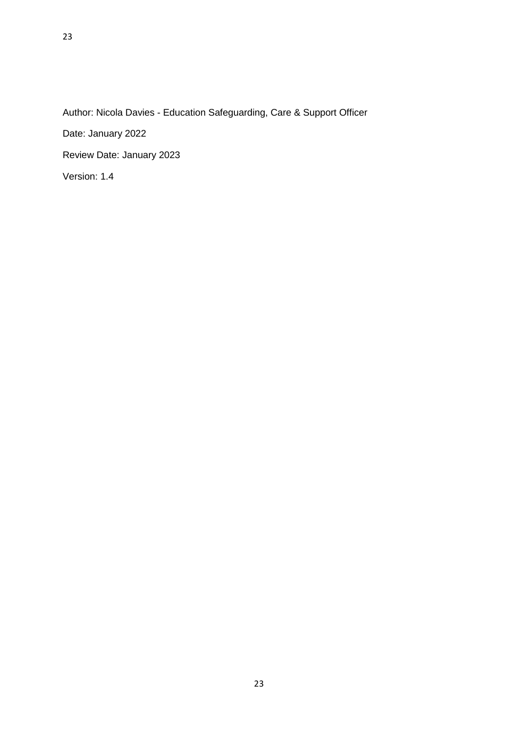Author: Nicola Davies - Education Safeguarding, Care & Support Officer

Date: January 2022

Review Date: January 2023

Version: 1.4